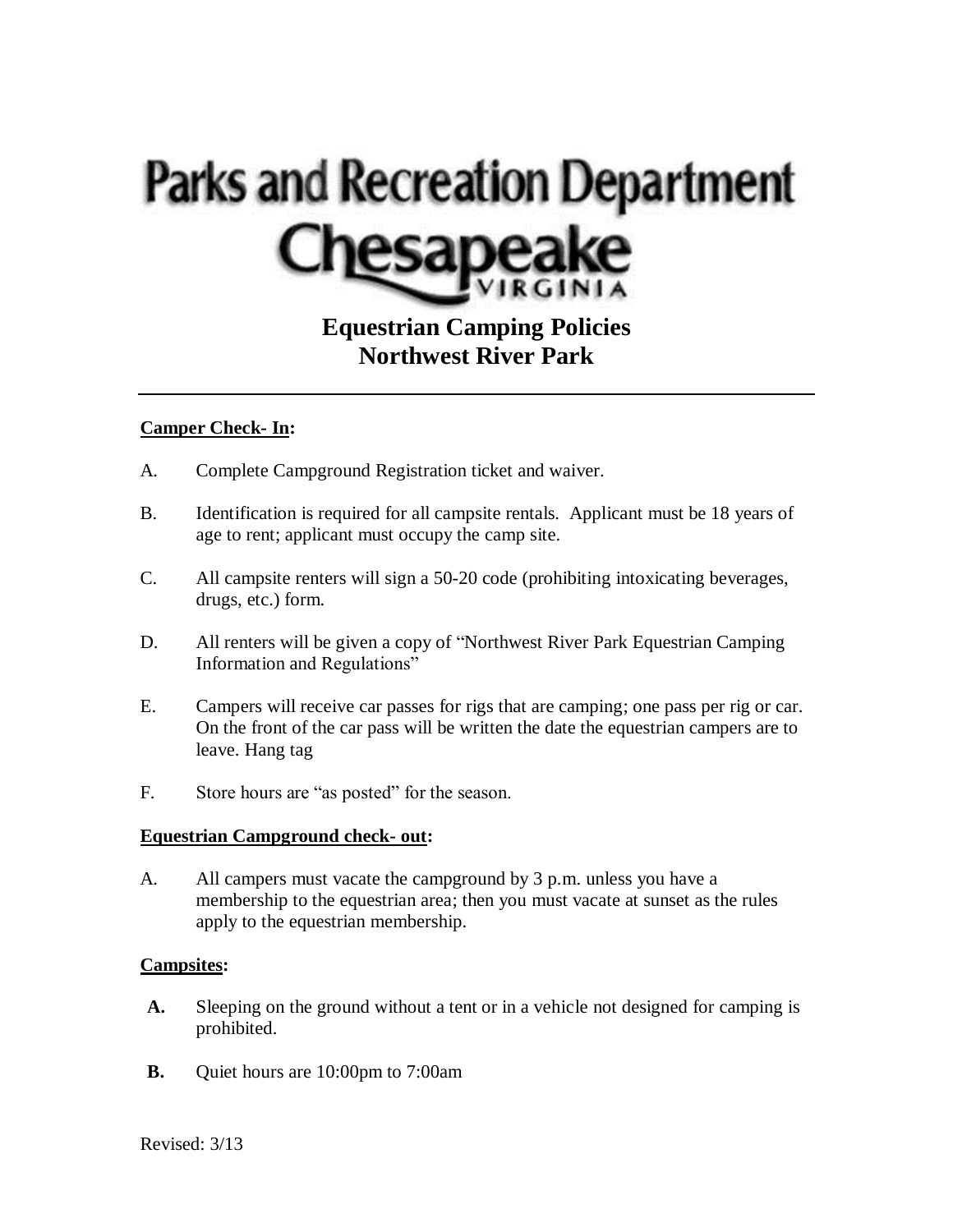# Parks and Recreation Department

# Chesapeake

VIRGINIA

## Equestrian Camping Policies
## Northwest River Park

---

**Camper Check- In:**

A. Complete Campground Registration ticket and waiver.

B. Identification is required for all campsite rentals. Applicant must be 18 years of age to rent; applicant must occupy the camp site.

C. All campsite renters will sign a 50-20 code (prohibiting intoxicating beverages, drugs, etc.) form.

D. All renters will be given a copy of "Northwest River Park Equestrian Camping Information and Regulations"

E. Campers will receive car passes for rigs that are camping; one pass per rig or car. On the front of the car pass will be written the date the equestrian campers are to leave. Hang tag

F. Store hours are "as posted" for the season.

**Equestrian Campground check- out:**

A. All campers must vacate the campground by 3 p.m. unless you have a membership to the equestrian area; then you must vacate at sunset as the rules apply to the equestrian membership.

**Campsites:**

**A.** Sleeping on the ground without a tent or in a vehicle not designed for camping is prohibited.

**B.** Quiet hours are 10:00pm to 7:00am

Revised: 3/13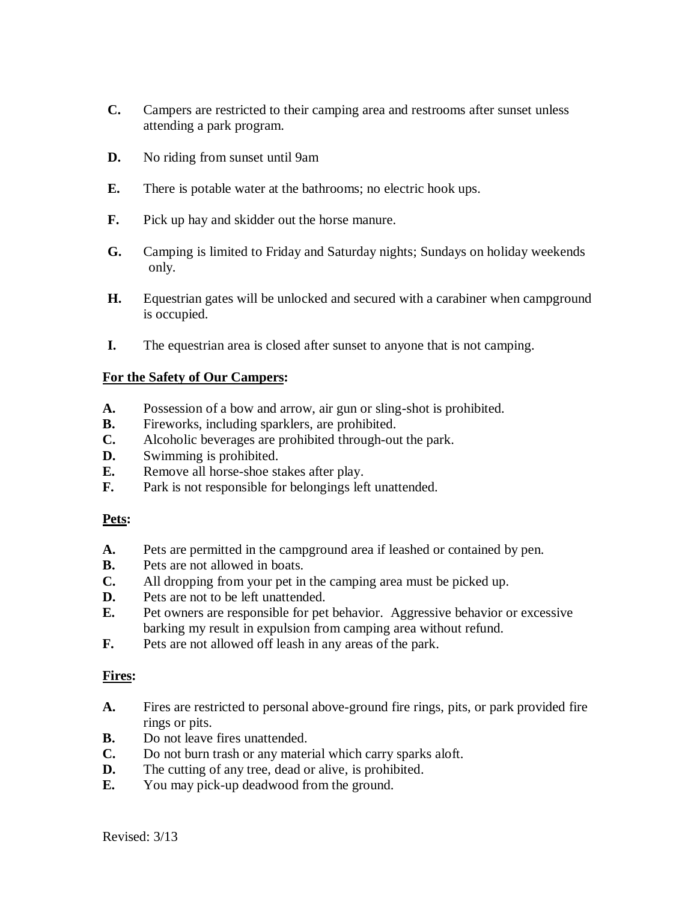C. Campers are restricted to their camping area and restrooms after sunset unless attending a park program.

D. No riding from sunset until 9am

E. There is potable water at the bathrooms; no electric hook ups.

F. Pick up hay and skidder out the horse manure.

G. Camping is limited to Friday and Saturday nights; Sundays on holiday weekends only.

H. Equestrian gates will be unlocked and secured with a carabiner when campground is occupied.

I. The equestrian area is closed after sunset to anyone that is not camping.

**For the Safety of Our Campers:**

**A.** Possession of a bow and arrow, air gun or sling-shot is prohibited.
**B.** Fireworks, including sparklers, are prohibited.
**C.** Alcoholic beverages are prohibited through-out the park.
**D.** Swimming is prohibited.
**E.** Remove all horse-shoe stakes after play.
**F.** Park is not responsible for belongings left unattended.

**Pets:**

**A.** Pets are permitted in the campground area if leashed or contained by pen.
**B.** Pets are not allowed in boats.
**C.** All dropping from your pet in the camping area must be picked up.
**D.** Pets are not to be left unattended.
**E.** Pet owners are responsible for pet behavior. Aggressive behavior or excessive barking my result in expulsion from camping area without refund.
**F.** Pets are not allowed off leash in any areas of the park.

**Fires:**

**A.** Fires are restricted to personal above-ground fire rings, pits, or park provided fire rings or pits.
**B.** Do not leave fires unattended.
**C.** Do not burn trash or any material which carry sparks aloft.
**D.** The cutting of any tree, dead or alive, is prohibited.
**E.** You may pick-up deadwood from the ground.

Revised: 3/13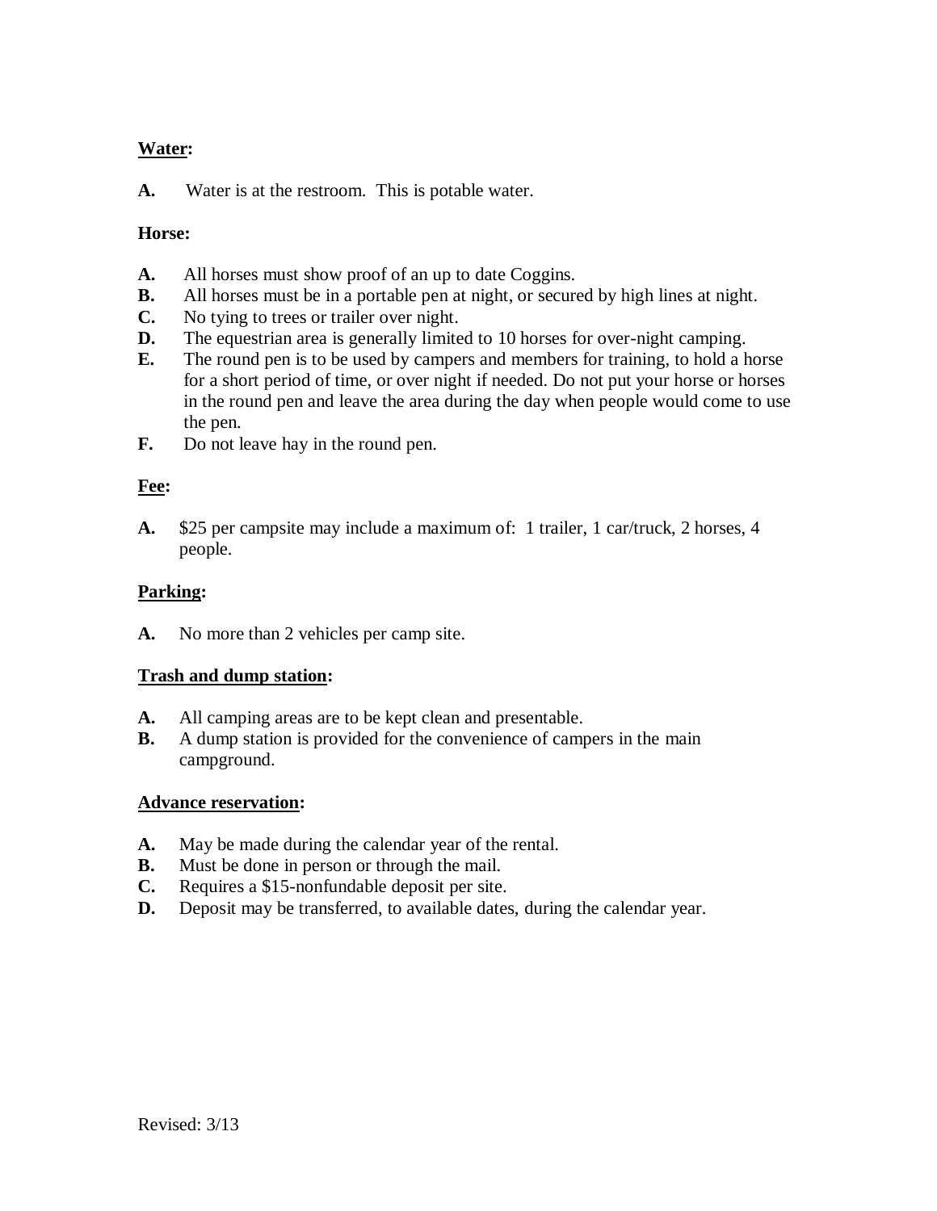**<u>Water</u>:**

**A.** Water is at the restroom. This is potable water.

**Horse:**

**A.** All horses must show proof of an up to date Coggins.
**B.** All horses must be in a portable pen at night, or secured by high lines at night.
**C.** No tying to trees or trailer over night.
**D.** The equestrian area is generally limited to 10 horses for over-night camping.
**E.** The round pen is to be used by campers and members for training, to hold a horse for a short period of time, or over night if needed. Do not put your horse or horses in the round pen and leave the area during the day when people would come to use the pen.
**F.** Do not leave hay in the round pen.

**<u>Fee</u>:**

**A.** $25 per campsite may include a maximum of: 1 trailer, 1 car/truck, 2 horses, 4 people.

**<u>Parking</u>:**

**A.** No more than 2 vehicles per camp site.

**<u>Trash and dump station</u>:**

**A.** All camping areas are to be kept clean and presentable.
**B.** A dump station is provided for the convenience of campers in the main campground.

**<u>Advance reservation</u>:**

**A.** May be made during the calendar year of the rental.
**B.** Must be done in person or through the mail.
**C.** Requires a $15-nonfundable deposit per site.
**D.** Deposit may be transferred, to available dates, during the calendar year.

Revised: 3/13